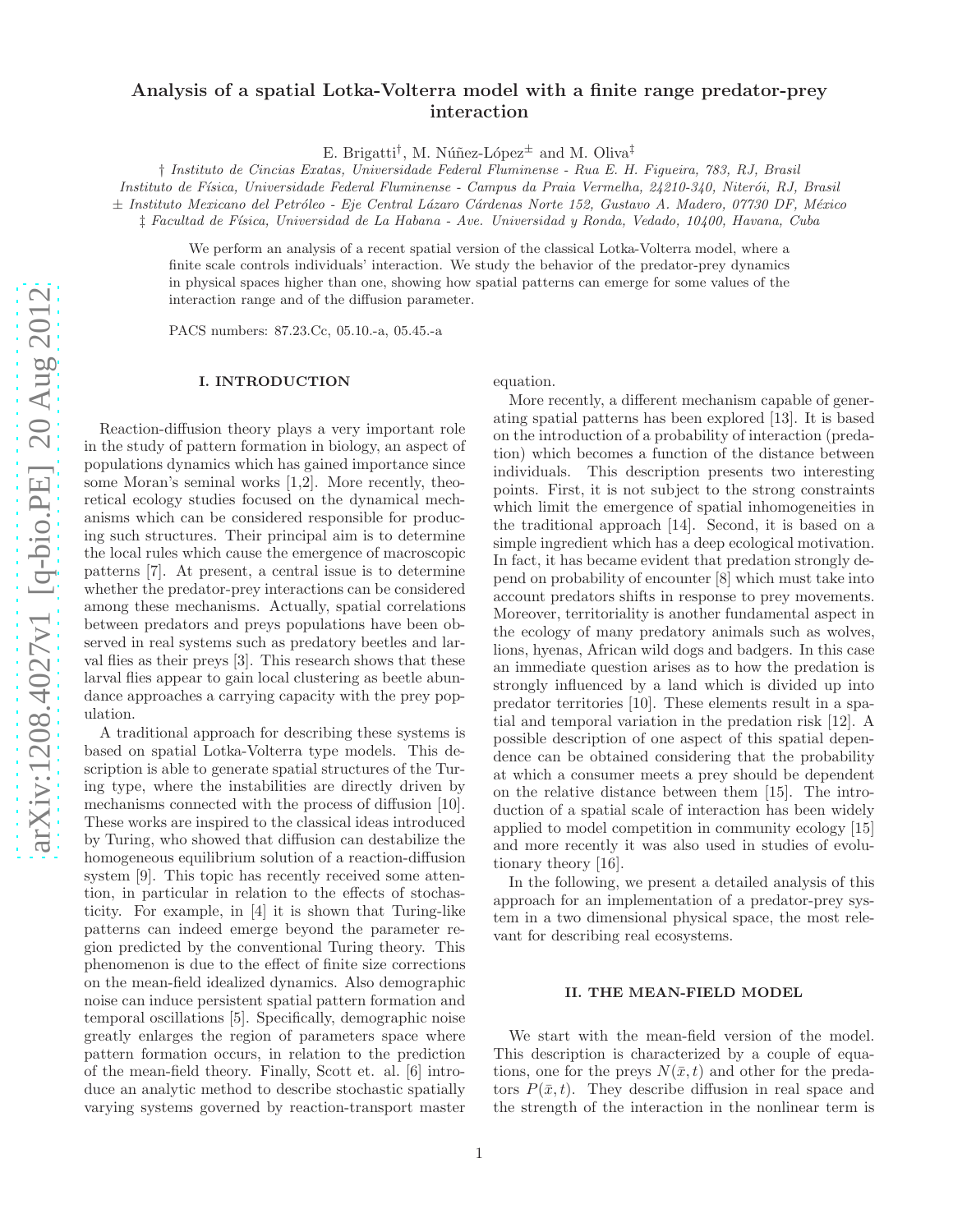# Analysis of a spatial Lotka-Volterra model with a finite range predator-prey interaction

E. Brigatti[†], M. Núñez-López[±] and M. Oliva[‡]

[†] *Instituto de Cincias Exatas, Universidade Federal Fluminense - Rua E. H. Figueira, 783, RJ, Brasil*
*Instituto de Física, Universidade Federal Fluminense - Campus da Praia Vermelha, 24210-340, Niterói, RJ, Brasil*
[±] *Instituto Mexicano del Petróleo - Eje Central Lázaro Cárdenas Norte 152, Gustavo A. Madero, 07730 DF, México*
[‡] *Facultad de Física, Universidad de La Habana - Ave. Universidad y Ronda, Vedado, 10400, Havana, Cuba*

We perform an analysis of a recent spatial version of the classical Lotka-Volterra model, where a finite scale controls individuals' interaction. We study the behavior of the predator-prey dynamics in physical spaces higher than one, showing how spatial patterns can emerge for some values of the interaction range and of the diffusion parameter.

PACS numbers: 87.23.Cc, 05.10.-a, 05.45.-a

## I. INTRODUCTION

Reaction-diffusion theory plays a very important role in the study of pattern formation in biology, an aspect of populations dynamics which has gained importance since some Moran's seminal works [1,2]. More recently, theoretical ecology studies focused on the dynamical mechanisms which can be considered responsible for producing such structures. Their principal aim is to determine the local rules which cause the emergence of macroscopic patterns [7]. At present, a central issue is to determine whether the predator-prey interactions can be considered among these mechanisms. Actually, spatial correlations between predators and preys populations have been observed in real systems such as predatory beetles and larval flies as their preys [3]. This research shows that these larval flies appear to gain local clustering as beetle abundance approaches a carrying capacity with the prey population.

A traditional approach for describing these systems is based on spatial Lotka-Volterra type models. This description is able to generate spatial structures of the Turing type, where the instabilities are directly driven by mechanisms connected with the process of diffusion [10]. These works are inspired to the classical ideas introduced by Turing, who showed that diffusion can destabilize the homogeneous equilibrium solution of a reaction-diffusion system [9]. This topic has recently received some attention, in particular in relation to the effects of stochasticity. For example, in [4] it is shown that Turing-like patterns can indeed emerge beyond the parameter region predicted by the conventional Turing theory. This phenomenon is due to the effect of finite size corrections on the mean-field idealized dynamics. Also demographic noise can induce persistent spatial pattern formation and temporal oscillations [5]. Specifically, demographic noise greatly enlarges the region of parameters space where pattern formation occurs, in relation to the prediction of the mean-field theory. Finally, Scott et. al. [6] introduce an analytic method to describe stochastic spatially varying systems governed by reaction-transport master equation.

More recently, a different mechanism capable of generating spatial patterns has been explored [13]. It is based on the introduction of a probability of interaction (predation) which becomes a function of the distance between individuals. This description presents two interesting points. First, it is not subject to the strong constraints which limit the emergence of spatial inhomogeneities in the traditional approach [14]. Second, it is based on a simple ingredient which has a deep ecological motivation. In fact, it has became evident that predation strongly depend on probability of encounter [8] which must take into account predators shifts in response to prey movements. Moreover, territoriality is another fundamental aspect in the ecology of many predatory animals such as wolves, lions, hyenas, African wild dogs and badgers. In this case an immediate question arises as to how the predation is strongly influenced by a land which is divided up into predator territories [10]. These elements result in a spatial and temporal variation in the predation risk [12]. A possible description of one aspect of this spatial dependence can be obtained considering that the probability at which a consumer meets a prey should be dependent on the relative distance between them [15]. The introduction of a spatial scale of interaction has been widely applied to model competition in community ecology [15] and more recently it was also used in studies of evolutionary theory [16].

In the following, we present a detailed analysis of this approach for an implementation of a predator-prey system in a two dimensional physical space, the most relevant for describing real ecosystems.

## II. THE MEAN-FIELD MODEL

We start with the mean-field version of the model. This description is characterized by a couple of equations, one for the preys $N(\bar{x}, t)$ and other for the predators $P(\bar{x}, t)$. They describe diffusion in real space and the strength of the interaction in the nonlinear term is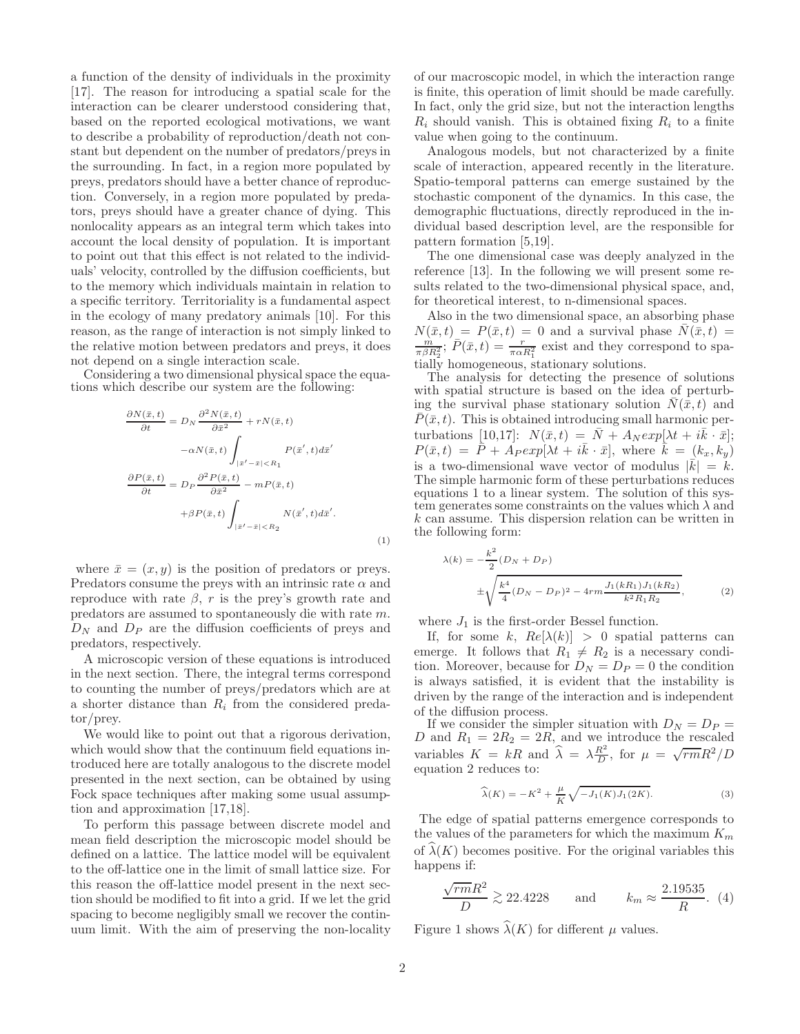a function of the density of individuals in the proximity [17]. The reason for introducing a spatial scale for the interaction can be clearer understood considering that, based on the reported ecological motivations, we want to describe a probability of reproduction/death not constant but dependent on the number of predators/preys in the surrounding. In fact, in a region more populated by preys, predators should have a better chance of reproduction. Conversely, in a region more populated by predators, preys should have a greater chance of dying. This nonlocality appears as an integral term which takes into account the local density of population. It is important to point out that this effect is not related to the individuals' velocity, controlled by the diffusion coefficients, but to the memory which individuals maintain in relation to a specific territory. Territoriality is a fundamental aspect in the ecology of many predatory animals [10]. For this reason, as the range of interaction is not simply linked to the relative motion between predators and preys, it does not depend on a single interaction scale.

Considering a two dimensional physical space the equations which describe our system are the following:

$$
\begin{aligned}
\frac{\partial N(\bar{x},t)}{\partial t} &= D_N \frac{\partial^2 N(\bar{x},t)}{\partial \bar{x}^2} + rN(\bar{x},t) \\
&\quad -\alpha N(\bar{x},t) \int_{|\bar{x}'-\bar{x}|<R_1} P(\bar{x}',t) d\bar{x}' \\
\frac{\partial P(\bar{x},t)}{\partial t} &= D_P \frac{\partial^2 P(\bar{x},t)}{\partial \bar{x}^2} - mP(\bar{x},t) \\
&\quad +\beta P(\bar{x},t) \int_{|\bar{x}'-\bar{x}|<R_2} N(\bar{x}',t) d\bar{x}'.
\end{aligned}
\tag{1}
$$

where $\bar{x} = (x, y)$ is the position of predators or preys. Predators consume the preys with an intrinsic rate $\alpha$ and reproduce with rate $\beta$, $r$ is the prey's growth rate and predators are assumed to spontaneously die with rate $m$. $D_N$ and $D_P$ are the diffusion coefficients of preys and predators, respectively.

A microscopic version of these equations is introduced in the next section. There, the integral terms correspond to counting the number of preys/predators which are at a shorter distance than $R_i$ from the considered predator/prey.

We would like to point out that a rigorous derivation, which would show that the continuum field equations introduced here are totally analogous to the discrete model presented in the next section, can be obtained by using Fock space techniques after making some usual assumption and approximation [17,18].

To perform this passage between discrete model and mean field description the microscopic model should be defined on a lattice. The lattice model will be equivalent to the off-lattice one in the limit of small lattice size. For this reason the off-lattice model present in the next section should be modified to fit into a grid. If we let the grid spacing to become negligibly small we recover the continuum limit. With the aim of preserving the non-locality of our macroscopic model, in which the interaction range is finite, this operation of limit should be made carefully. In fact, only the grid size, but not the interaction lengths $R_i$ should vanish. This is obtained fixing $R_i$ to a finite value when going to the continuum.

Analogous models, but not characterized by a finite scale of interaction, appeared recently in the literature. Spatio-temporal patterns can emerge sustained by the stochastic component of the dynamics. In this case, the demographic fluctuations, directly reproduced in the individual based description level, are the responsible for pattern formation [5,19].

The one dimensional case was deeply analyzed in the reference [13]. In the following we will present some results related to the two-dimensional physical space, and, for theoretical interest, to n-dimensional spaces.

Also in the two dimensional space, an absorbing phase $N(\bar{x},t) = P(\bar{x},t) = 0$ and a survival phase $\bar{N}(\bar{x},t) = \frac{m}{\pi\beta R_2^2}$; $\bar{P}(\bar{x},t) = \frac{r}{\pi\alpha R_1^2}$ exist and they correspond to spatially homogeneous, stationary solutions.

The analysis for detecting the presence of solutions with spatial structure is based on the idea of perturbing the survival phase stationary solution $\bar{N}(\bar{x},t)$ and $\bar{P}(\bar{x},t)$. This is obtained introducing small harmonic perturbations [10,17]: $N(\bar{x},t) = \bar{N} + A_N exp[\lambda t + i\bar{k}\cdot\bar{x}]$; $P(\bar{x},t) = \bar{P} + A_P exp[\lambda t + i\bar{k}\cdot\bar{x}]$, where $\bar{k} = (k_x, k_y)$ is a two-dimensional wave vector of modulus $|\bar{k}| = k$. The simple harmonic form of these perturbations reduces equations 1 to a linear system. The solution of this system generates some constraints on the values which $\lambda$ and $k$ can assume. This dispersion relation can be written in the following form:

$$
\lambda(k) = -\frac{k^2}{2}(D_N + D_P) \pm \sqrt{\frac{k^4}{4}(D_N - D_P)^2 - 4rm\frac{J_1(kR_1)J_1(kR_2)}{k^2 R_1 R_2}}, \tag{2}
$$

where $J_1$ is the first-order Bessel function.

If, for some $k$, $Re[\lambda(k)] > 0$ spatial patterns can emerge. It follows that $R_1 \neq R_2$ is a necessary condition. Moreover, because for $D_N = D_P = 0$ the condition is always satisfied, it is evident that the instability is driven by the range of the interaction and is independent of the diffusion process.

If we consider the simpler situation with $D_N = D_P = D$ and $R_1 = 2R_2 = 2R$, and we introduce the rescaled variables $K = kR$ and $\widehat{\lambda} = \lambda\frac{R^2}{D}$, for $\mu = \sqrt{rm}R^2/D$ equation 2 reduces to:

$$
\widehat{\lambda}(K) = -K^2 + \frac{\mu}{K}\sqrt{-J_1(K)J_1(2K)}. \tag{3}
$$

The edge of spatial patterns emergence corresponds to the values of the parameters for which the maximum $K_m$ of $\widehat{\lambda}(K)$ becomes positive. For the original variables this happens if:

$$
\frac{\sqrt{rm}R^2}{D} \gtrsim 22.4228 \qquad \text{and} \qquad k_m \approx \frac{2.19535}{R}. \tag{4}
$$

Figure 1 shows $\widehat{\lambda}(K)$ for different $\mu$ values.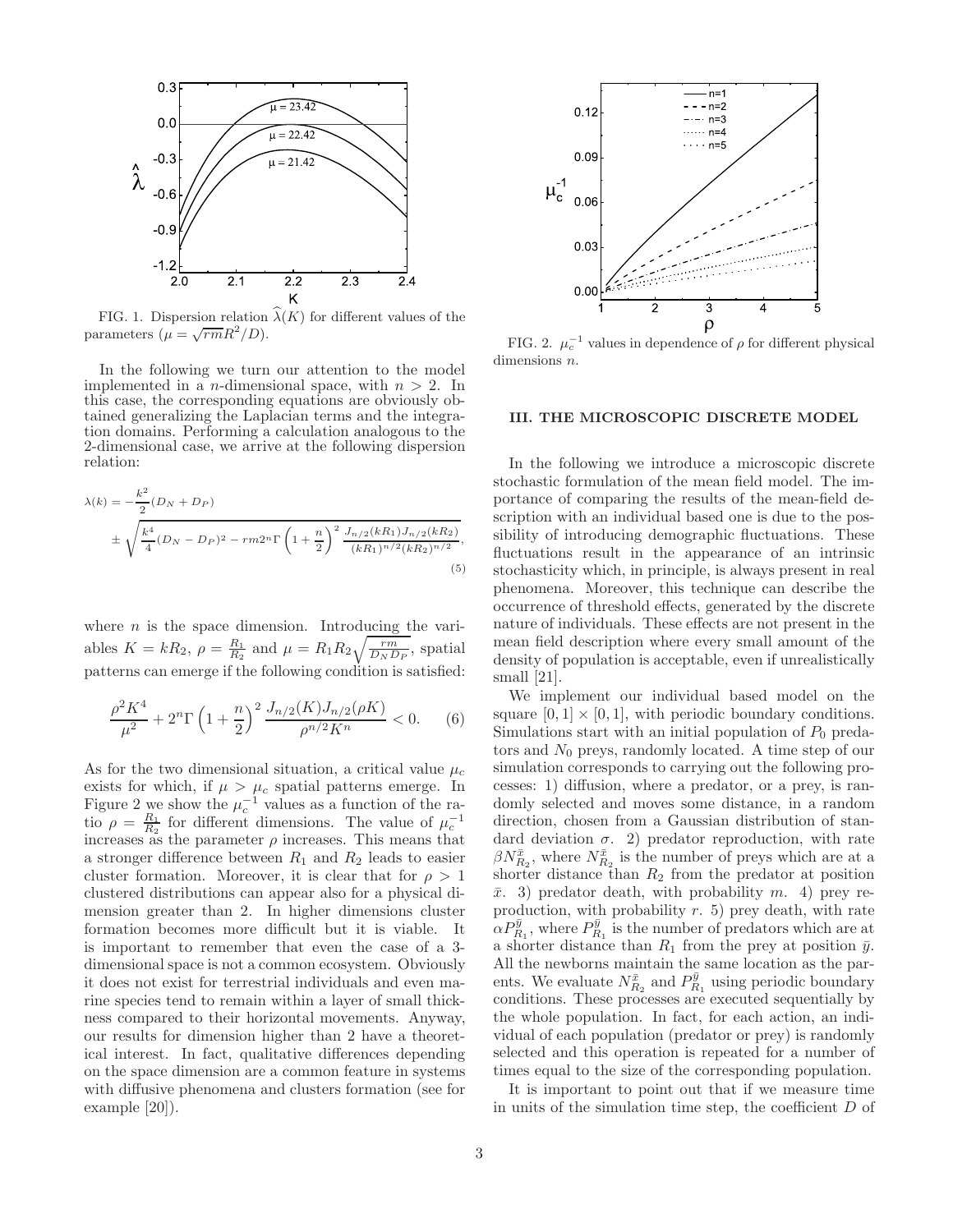FIG. 1. Dispersion relation $\widehat{\lambda}(K)$ for different values of the parameters ($\mu = \sqrt{rm}R^2/D$).

In the following we turn our attention to the model implemented in a $n$-dimensional space, with $n > 2$. In this case, the corresponding equations are obviously obtained generalizing the Laplacian terms and the integration domains. Performing a calculation analogous to the 2-dimensional case, we arrive at the following dispersion relation:

$$\lambda(k) = -\frac{k^2}{2}(D_N + D_P) \pm \sqrt{\frac{k^4}{4}(D_N - D_P)^2 - rm2^n\Gamma\left(1+\frac{n}{2}\right)^2 \frac{J_{n/2}(kR_1)J_{n/2}(kR_2)}{(kR_1)^{n/2}(kR_2)^{n/2}}}, \tag{5}$$

where $n$ is the space dimension. Introducing the variables $K = kR_2$, $\rho = \frac{R_1}{R_2}$ and $\mu = R_1R_2\sqrt{\frac{rm}{D_N D_P}}$, spatial patterns can emerge if the following condition is satisfied:

$$\frac{\rho^2 K^4}{\mu^2} + 2^n\Gamma\left(1+\frac{n}{2}\right)^2 \frac{J_{n/2}(K)J_{n/2}(\rho K)}{\rho^{n/2}K^n} < 0. \tag{6}$$

As for the two dimensional situation, a critical value $\mu_c$ exists for which, if $\mu > \mu_c$ spatial patterns emerge. In Figure 2 we show the $\mu_c^{-1}$ values as a function of the ratio $\rho = \frac{R_1}{R_2}$ for different dimensions. The value of $\mu_c^{-1}$ increases as the parameter $\rho$ increases. This means that a stronger difference between $R_1$ and $R_2$ leads to easier cluster formation. Moreover, it is clear that for $\rho > 1$ clustered distributions can appear also for a physical dimension greater than 2. In higher dimensions cluster formation becomes more difficult but it is viable. It is important to remember that even the case of a 3-dimensional space is not a common ecosystem. Obviously it does not exist for terrestrial individuals and even marine species tend to remain within a layer of small thickness compared to their horizontal movements. Anyway, our results for dimension higher than 2 have a theoretical interest. In fact, qualitative differences depending on the space dimension are a common feature in systems with diffusive phenomena and clusters formation (see for example [20]).

FIG. 2. $\mu_c^{-1}$ values in dependence of $\rho$ for different physical dimensions $n$.

## III. THE MICROSCOPIC DISCRETE MODEL

In the following we introduce a microscopic discrete stochastic formulation of the mean field model. The importance of comparing the results of the mean-field description with an individual based one is due to the possibility of introducing demographic fluctuations. These fluctuations result in the appearance of an intrinsic stochasticity which, in principle, is always present in real phenomena. Moreover, this technique can describe the occurrence of threshold effects, generated by the discrete nature of individuals. These effects are not present in the mean field description where every small amount of the density of population is acceptable, even if unrealistically small [21].

We implement our individual based model on the square $[0,1] \times [0,1]$, with periodic boundary conditions. Simulations start with an initial population of $P_0$ predators and $N_0$ preys, randomly located. A time step of our simulation corresponds to carrying out the following processes: 1) diffusion, where a predator, or a prey, is randomly selected and moves some distance, in a random direction, chosen from a Gaussian distribution of standard deviation $\sigma$. 2) predator reproduction, with rate $\beta N_{R_2}^{\bar{x}}$, where $N_{R_2}^{\bar{x}}$ is the number of preys which are at a shorter distance than $R_2$ from the predator at position $\bar{x}$. 3) predator death, with probability $m$. 4) prey reproduction, with probability $r$. 5) prey death, with rate $\alpha P_{R_1}^{\bar{y}}$, where $P_{R_1}^{\bar{y}}$ is the number of predators which are at a shorter distance than $R_1$ from the prey at position $\bar{y}$. All the newborns maintain the same location as the parents. We evaluate $N_{R_2}^{\bar{x}}$ and $P_{R_1}^{\bar{y}}$ using periodic boundary conditions. These processes are executed sequentially by the whole population. In fact, for each action, an individual of each population (predator or prey) is randomly selected and this operation is repeated for a number of times equal to the size of the corresponding population.

It is important to point out that if we measure time in units of the simulation time step, the coefficient $D$ of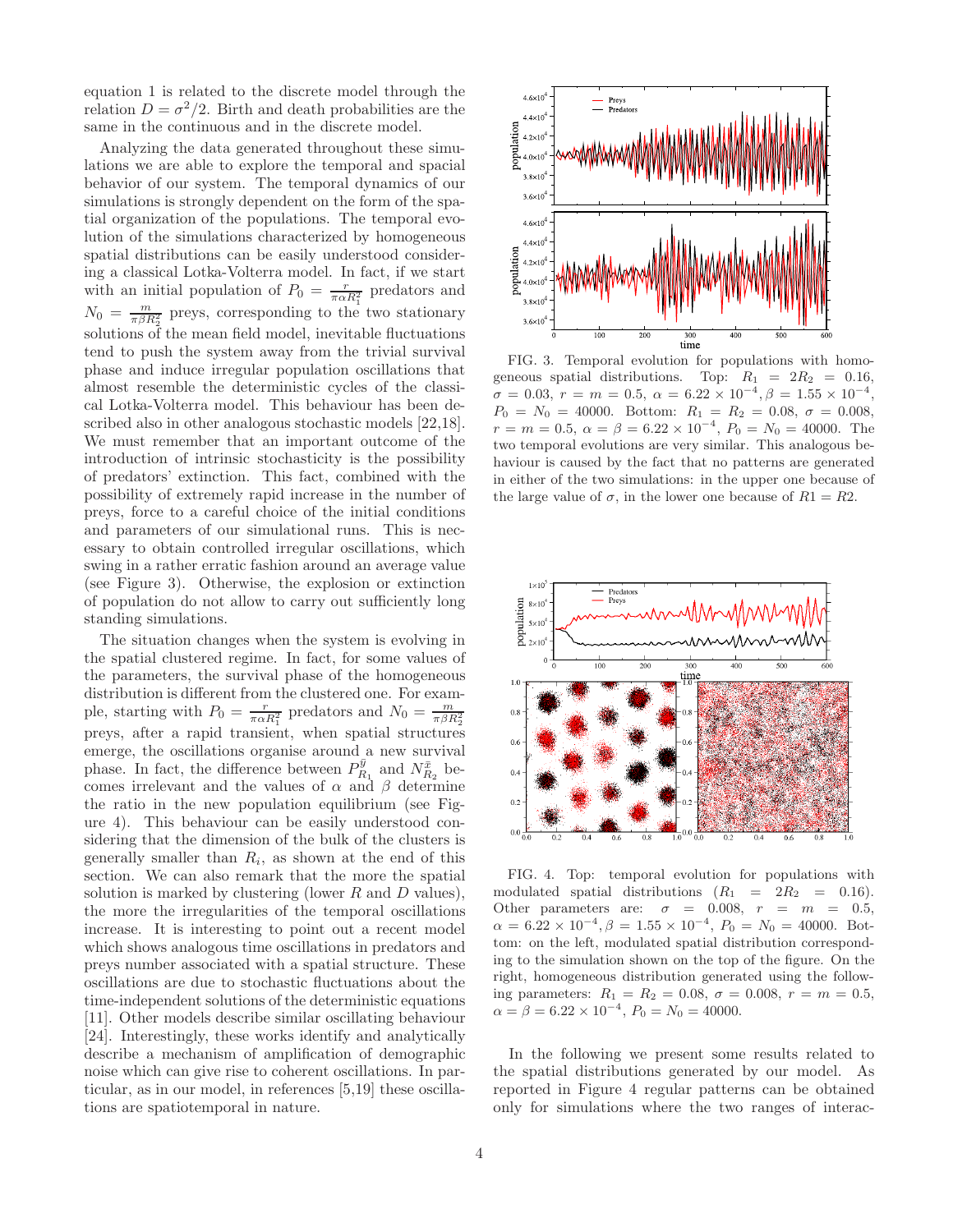equation 1 is related to the discrete model through the relation $D = \sigma^2/2$. Birth and death probabilities are the same in the continuous and in the discrete model.

Analyzing the data generated throughout these simulations we are able to explore the temporal and spatial behavior of our system. The temporal dynamics of our simulations is strongly dependent on the form of the spatial organization of the populations. The temporal evolution of the simulations characterized by homogeneous spatial distributions can be easily understood considering a classical Lotka-Volterra model. In fact, if we start with an initial population of $P_0 = \frac{r}{\pi \alpha R_1^2}$ predators and $N_0 = \frac{m}{\pi \beta R_2^2}$ preys, corresponding to the two stationary solutions of the mean field model, inevitable fluctuations tend to push the system away from the trivial survival phase and induce irregular population oscillations that almost resemble the deterministic cycles of the classical Lotka-Volterra model. This behaviour has been described also in other analogous stochastic models [22,18]. We must remember that an important outcome of the introduction of intrinsic stochasticity is the possibility of predators' extinction. This fact, combined with the possibility of extremely rapid increase in the number of preys, force to a careful choice of the initial conditions and parameters of our simulational runs. This is necessary to obtain controlled irregular oscillations, which swing in a rather erratic fashion around an average value (see Figure 3). Otherwise, the explosion or extinction of population do not allow to carry out sufficiently long standing simulations.

The situation changes when the system is evolving in the spatial clustered regime. In fact, for some values of the parameters, the survival phase of the homogeneous distribution is different from the clustered one. For example, starting with $P_0 = \frac{r}{\pi \alpha R_1^2}$ predators and $N_0 = \frac{m}{\pi \beta R_2^2}$ preys, after a rapid transient, when spatial structures emerge, the oscillations organise around a new survival phase. In fact, the difference between $P_{R_1}^{\bar{y}}$ and $N_{R_2}^{\bar{x}}$ becomes irrelevant and the values of $\alpha$ and $\beta$ determine the ratio in the new population equilibrium (see Figure 4). This behaviour can be easily understood considering that the dimension of the bulk of the clusters is generally smaller than $R_i$, as shown at the end of this section. We can also remark that the more the spatial solution is marked by clustering (lower $R$ and $D$ values), the more the irregularities of the temporal oscillations increase. It is interesting to point out a recent model which shows analogous time oscillations in predators and preys number associated with a spatial structure. These oscillations are due to stochastic fluctuations about the time-independent solutions of the deterministic equations [11]. Other models describe similar oscillating behaviour [24]. Interestingly, these works identify and analytically describe a mechanism of amplification of demographic noise which can give rise to coherent oscillations. In particular, as in our model, in references [5,19] these oscillations are spatiotemporal in nature.

FIG. 3. Temporal evolution for populations with homogeneous spatial distributions. Top: $R_1 = 2R_2 = 0.16$, $\sigma = 0.03$, $r = m = 0.5$, $\alpha = 6.22 \times 10^{-4}, \beta = 1.55 \times 10^{-4}$, $P_0 = N_0 = 40000$. Bottom: $R_1 = R_2 = 0.08$, $\sigma = 0.008$, $r = m = 0.5$, $\alpha = \beta = 6.22 \times 10^{-4}$, $P_0 = N_0 = 40000$. The two temporal evolutions are very similar. This analogous behaviour is caused by the fact that no patterns are generated in either of the two simulations: in the upper one because of the large value of $\sigma$, in the lower one because of $R1 = R2$.

FIG. 4. Top: temporal evolution for populations with modulated spatial distributions ($R_1 = 2R_2 = 0.16$). Other parameters are: $\sigma = 0.008$, $r = m = 0.5$, $\alpha = 6.22 \times 10^{-4}, \beta = 1.55 \times 10^{-4}$, $P_0 = N_0 = 40000$. Bottom: on the left, modulated spatial distribution corresponding to the simulation shown on the top of the figure. On the right, homogeneous distribution generated using the following parameters: $R_1 = R_2 = 0.08$, $\sigma = 0.008$, $r = m = 0.5$, $\alpha = \beta = 6.22 \times 10^{-4}$, $P_0 = N_0 = 40000$.

In the following we present some results related to the spatial distributions generated by our model. As reported in Figure 4 regular patterns can be obtained only for simulations where the two ranges of interac-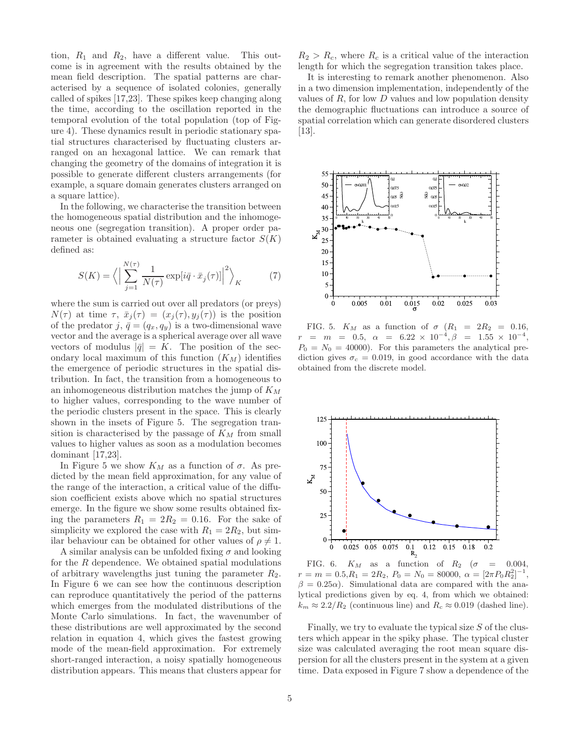tion, $R_1$ and $R_2$, have a different value. This outcome is in agreement with the results obtained by the mean field description. The spatial patterns are characterised by a sequence of isolated colonies, generally called of spikes [17,23]. These spikes keep changing along the time, according to the oscillation reported in the temporal evolution of the total population (top of Figure 4). These dynamics result in periodic stationary spatial structures characterised by fluctuating clusters arranged on an hexagonal lattice. We can remark that changing the geometry of the domains of integration it is possible to generate different clusters arrangements (for example, a square domain generates clusters arranged on a square lattice).

In the following, we characterise the transition between the homogeneous spatial distribution and the inhomogeneous one (segregation transition). A proper order parameter is obtained evaluating a structure factor $S(K)$ defined as:

$$S(K) = \left\langle \Big| \sum_{j=1}^{N(\tau)} \frac{1}{N(\tau)} \exp[i\bar{q} \cdot \bar{x}_j(\tau)] \Big|^2 \right\rangle_K \qquad (7)$$

where the sum is carried out over all predators (or preys) $N(\tau)$ at time $\tau$, $\bar{x}_j(\tau) = (x_j(\tau), y_j(\tau))$ is the position of the predator $j$, $\bar{q} = (q_x, q_y)$ is a two-dimensional wave vector and the average is a spherical average over all wave vectors of modulus $|\bar{q}| = K$. The position of the secondary local maximum of this function ($K_M$) identifies the emergence of periodic structures in the spatial distribution. In fact, the transition from a homogeneous to an inhomogeneous distribution matches the jump of $K_M$ to higher values, corresponding to the wave number of the periodic clusters present in the space. This is clearly shown in the insets of Figure 5. The segregation transition is characterised by the passage of $K_M$ from small values to higher values as soon as a modulation becomes dominant [17,23].

In Figure 5 we show $K_M$ as a function of $\sigma$. As predicted by the mean field approximation, for any value of the range of the interaction, a critical value of the diffusion coefficient exists above which no spatial structures emerge. In the figure we show some results obtained fixing the parameters $R_1 = 2R_2 = 0.16$. For the sake of simplicity we explored the case with $R_1 = 2R_2$, but similar behaviour can be obtained for other values of $\rho \neq 1$.

A similar analysis can be unfolded fixing $\sigma$ and looking for the $R$ dependence. We obtained spatial modulations of arbitrary wavelengths just tuning the parameter $R_2$. In Figure 6 we can see how the continuous description can reproduce quantitatively the period of the patterns which emerges from the modulated distributions of the Monte Carlo simulations. In fact, the wavenumber of these distributions are well approximated by the second relation in equation 4, which gives the fastest growing mode of the mean-field approximation. For extremely short-ranged interaction, a noisy spatially homogeneous distribution appears. This means that clusters appear for $R_2 > R_c$, where $R_c$ is a critical value of the interaction length for which the segregation transition takes place.

It is interesting to remark another phenomenon. Also in a two dimension implementation, independently of the values of $R$, for low $D$ values and low population density the demographic fluctuations can introduce a source of spatial correlation which can generate disordered clusters [13].

FIG. 5. $K_M$ as a function of $\sigma$ ($R_1 = 2R_2 = 0.16$, $r = m = 0.5$, $\alpha = 6.22 \times 10^{-4}, \beta = 1.55 \times 10^{-4}$, $P_0 = N_0 = 40000$). For this parameters the analytical prediction gives $\sigma_c = 0.019$, in good accordance with the data obtained from the discrete model.

FIG. 6. $K_M$ as a function of $R_2$ ($\sigma = 0.004$, $r = m = 0.5, R_1 = 2R_2$, $P_0 = N_0 = 80000$, $\alpha = [2\pi P_0 R_2^2]^{-1}$, $\beta = 0.25\alpha$). Simulational data are compared with the analytical predictions given by eq. 4, from which we obtained: $k_m \approx 2.2/R_2$ (continuous line) and $R_c \approx 0.019$ (dashed line).

Finally, we try to evaluate the typical size $S$ of the clusters which appear in the spiky phase. The typical cluster size was calculated averaging the root mean square dispersion for all the clusters present in the system at a given time. Data exposed in Figure 7 show a dependence of the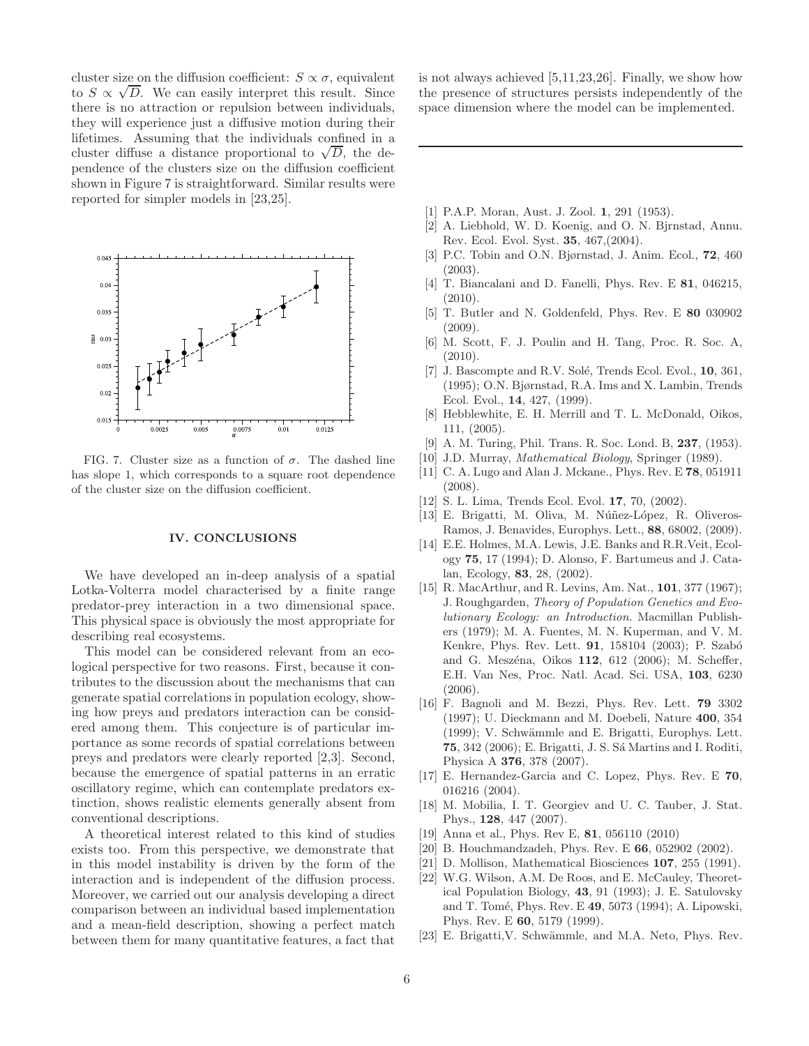cluster size on the diffusion coefficient: $S \propto \sigma$, equivalent to $S \propto \sqrt{D}$. We can easily interpret this result. Since there is no attraction or repulsion between individuals, they will experience just a diffusive motion during their lifetimes. Assuming that the individuals confined in a cluster diffuse a distance proportional to $\sqrt{D}$, the dependence of the clusters size on the diffusion coefficient shown in Figure 7 is straightforward. Similar results were reported for simpler models in [23,25].

FIG. 7. Cluster size as a function of $\sigma$. The dashed line has slope 1, which corresponds to a square root dependence of the cluster size on the diffusion coefficient.

## IV. CONCLUSIONS

We have developed an in-deep analysis of a spatial Lotka-Volterra model characterised by a finite range predator-prey interaction in a two dimensional space. This physical space is obviously the most appropriate for describing real ecosystems.

This model can be considered relevant from an ecological perspective for two reasons. First, because it contributes to the discussion about the mechanisms that can generate spatial correlations in population ecology, showing how preys and predators interaction can be considered among them. This conjecture is of particular importance as some records of spatial correlations between preys and predators were clearly reported [2,3]. Second, because the emergence of spatial patterns in an erratic oscillatory regime, which can contemplate predators extinction, shows realistic elements generally absent from conventional descriptions.

A theoretical interest related to this kind of studies exists too. From this perspective, we demonstrate that in this model instability is driven by the form of the interaction and is independent of the diffusion process. Moreover, we carried out our analysis developing a direct comparison between an individual based implementation and a mean-field description, showing a perfect match between them for many quantitative features, a fact that is not always achieved [5,11,23,26]. Finally, we show how the presence of structures persists independently of the space dimension where the model can be implemented.

---

[1] P.A.P. Moran, Aust. J. Zool. **1**, 291 (1953).
[2] A. Liebhold, W. D. Koenig, and O. N. Bjrnstad, Annu. Rev. Ecol. Evol. Syst. **35**, 467,(2004).
[3] P.C. Tobin and O.N. Bjørnstad, J. Anim. Ecol., **72**, 460 (2003).
[4] T. Biancalani and D. Fanelli, Phys. Rev. E **81**, 046215, (2010).
[5] T. Butler and N. Goldenfeld, Phys. Rev. E **80** 030902 (2009).
[6] M. Scott, F. J. Poulin and H. Tang, Proc. R. Soc. A, (2010).
[7] J. Bascompte and R.V. Solé, Trends Ecol. Evol., **10**, 361, (1995); O.N. Bjørnstad, R.A. Ims and X. Lambin, Trends Ecol. Evol., **14**, 427, (1999).
[8] Hebblewhite, E. H. Merrill and T. L. McDonald, Oikos, 111, (2005).
[9] A. M. Turing, Phil. Trans. R. Soc. Lond. B, **237**, (1953).
[10] J.D. Murray, *Mathematical Biology*, Springer (1989).
[11] C. A. Lugo and Alan J. Mckane., Phys. Rev. E **78**, 051911 (2008).
[12] S. L. Lima, Trends Ecol. Evol. **17**, 70, (2002).
[13] E. Brigatti, M. Oliva, M. Núñez-López, R. Oliveros-Ramos, J. Benavides, Europhys. Lett., **88**, 68002, (2009).
[14] E.E. Holmes, M.A. Lewis, J.E. Banks and R.R.Veit, Ecology **75**, 17 (1994); D. Alonso, F. Bartumeus and J. Catalan, Ecology, **83**, 28, (2002).
[15] R. MacArthur, and R. Levins, Am. Nat., **101**, 377 (1967); J. Roughgarden, *Theory of Population Genetics and Evolutionary Ecology: an Introduction.* Macmillan Publishers (1979); M. A. Fuentes, M. N. Kuperman, and V. M. Kenkre, Phys. Rev. Lett. **91**, 158104 (2003); P. Szabó and G. Meszéna, Oikos **112**, 612 (2006); M. Scheffer, E.H. Van Nes, Proc. Natl. Acad. Sci. USA, **103**, 6230 (2006).
[16] F. Bagnoli and M. Bezzi, Phys. Rev. Lett. **79** 3302 (1997); U. Dieckmann and M. Doebeli, Nature **400**, 354 (1999); V. Schwämmle and E. Brigatti, Europhys. Lett. **75**, 342 (2006); E. Brigatti, J. S. Sá Martins and I. Roditi, Physica A **376**, 378 (2007).
[17] E. Hernandez-Garcia and C. Lopez, Phys. Rev. E **70**, 016216 (2004).
[18] M. Mobilia, I. T. Georgiev and U. C. Tauber, J. Stat. Phys., **128**, 447 (2007).
[19] Anna et al., Phys. Rev E, **81**, 056110 (2010)
[20] B. Houchmandzadeh, Phys. Rev. E **66**, 052902 (2002).
[21] D. Mollison, Mathematical Biosciences **107**, 255 (1991).
[22] W.G. Wilson, A.M. De Roos, and E. McCauley, Theoretical Population Biology, **43**, 91 (1993); J. E. Satulovsky and T. Tomé, Phys. Rev. E **49**, 5073 (1994); A. Lipowski, Phys. Rev. E **60**, 5179 (1999).
[23] E. Brigatti,V. Schwämmle, and M.A. Neto, Phys. Rev.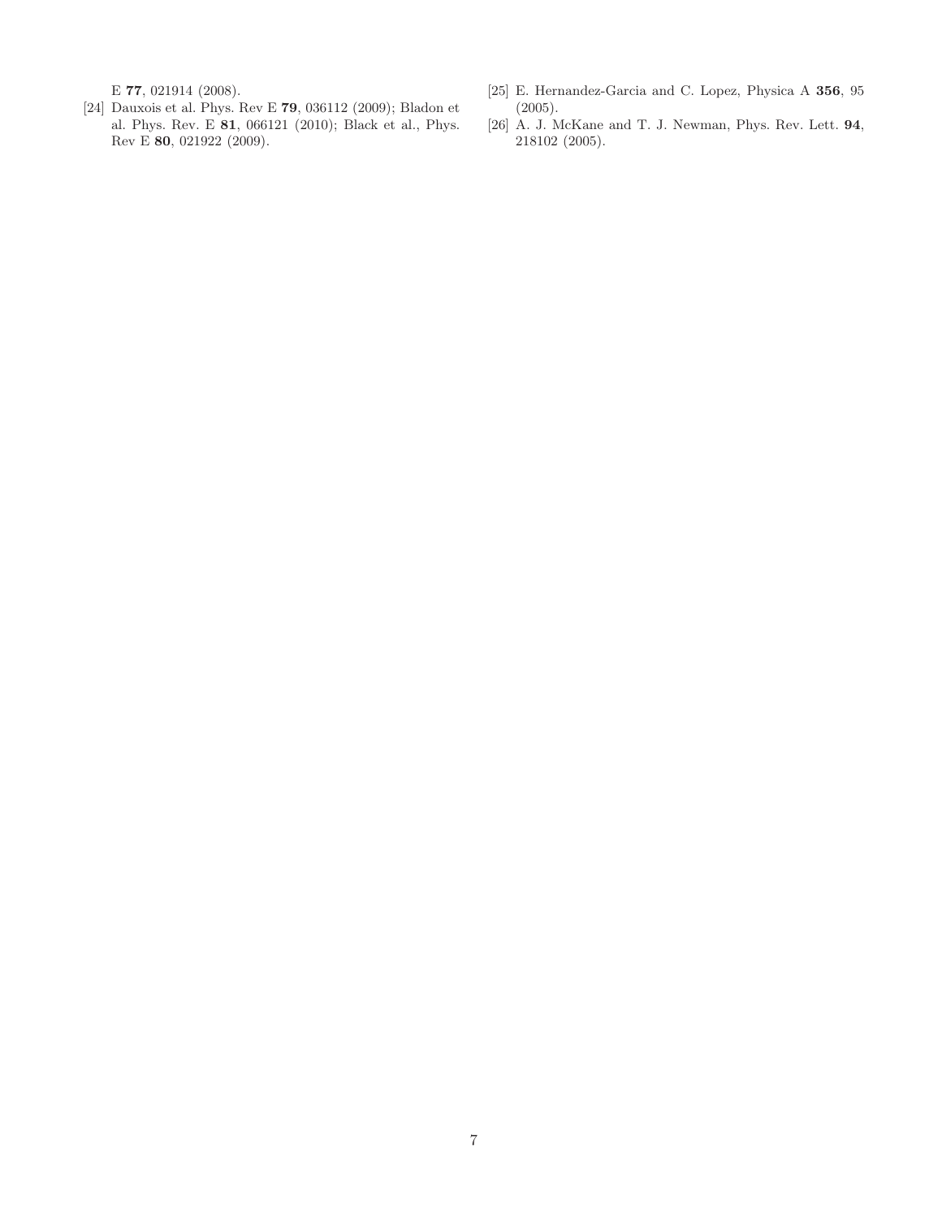E **77**, 021914 (2008).

[24] Dauxois et al. Phys. Rev E **79**, 036112 (2009); Bladon et al. Phys. Rev. E **81**, 066121 (2010); Black et al., Phys. Rev E **80**, 021922 (2009).

[25] E. Hernandez-Garcia and C. Lopez, Physica A **356**, 95 (2005).

[26] A. J. McKane and T. J. Newman, Phys. Rev. Lett. **94**, 218102 (2005).